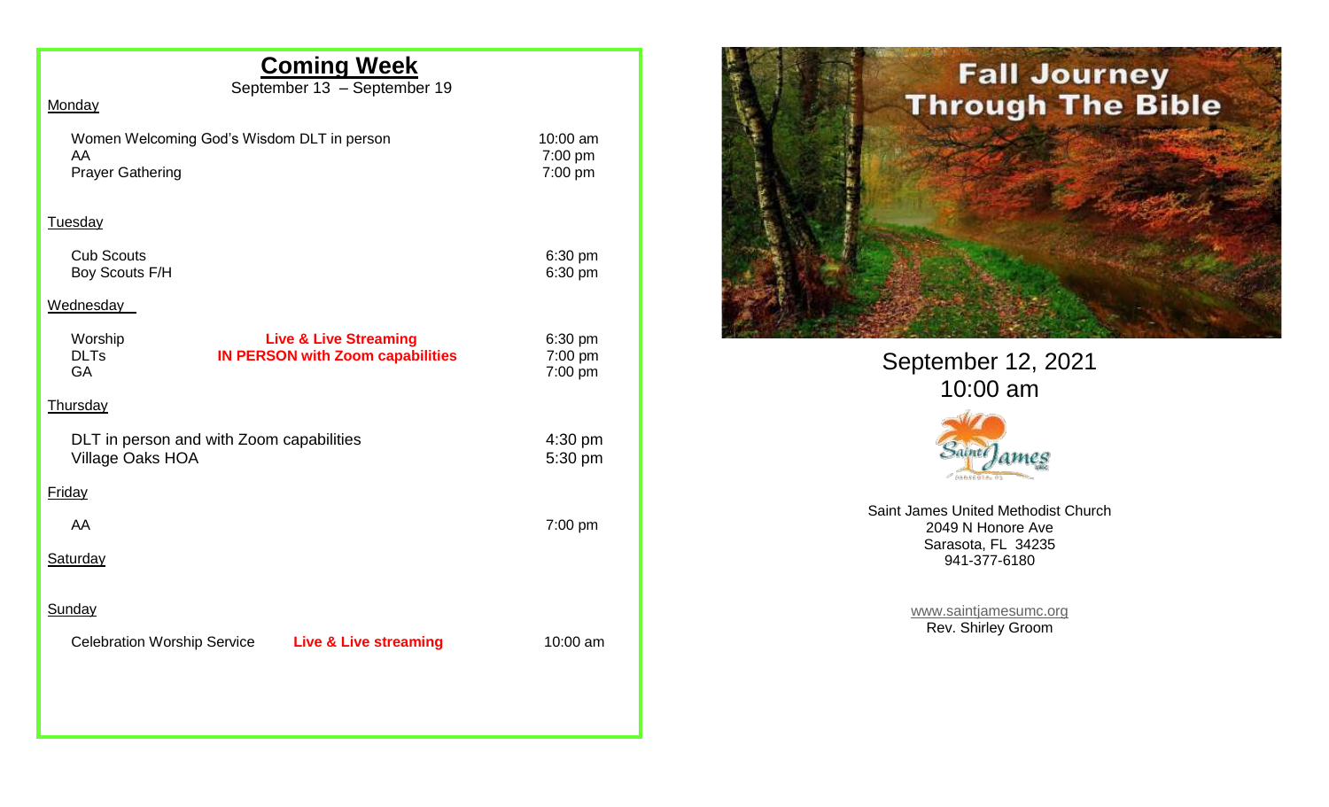# Coming Week

September 13 – September 19

Monday

| | | |
|---|---|---|
| Women Welcoming God's Wisdom DLT in person | | 10:00 am |
| AA | | 7:00 pm |
| Prayer Gathering | | 7:00 pm |

Tuesday

| | | |
|---|---|---|
| Cub Scouts | | 6:30 pm |
| Boy Scouts F/H | | 6:30 pm |

Wednesday

| | | |
|---|---|---|
| Worship | **Live & Live Streaming** | 6:30 pm |
| DLTs | **IN PERSON with Zoom capabilities** | 7:00 pm |
| GA | | 7:00 pm |

Thursday

| | | |
|---|---|---|
| DLT in person and with Zoom capabilities | | 4:30 pm |
| Village Oaks HOA | | 5:30 pm |

Friday

| | | |
|---|---|---|
| AA | | 7:00 pm |

Saturday

Sunday

| | | |
|---|---|---|
| Celebration Worship Service | **Live & Live streaming** | 10:00 am |

# Fall Journey Through The Bible

September 12, 2021
10:00 am

Saint James UMC
Sarasota, FL

Saint James United Methodist Church
2049 N Honore Ave
Sarasota, FL 34235
941-377-6180

www.saintjamesumc.org
Rev. Shirley Groom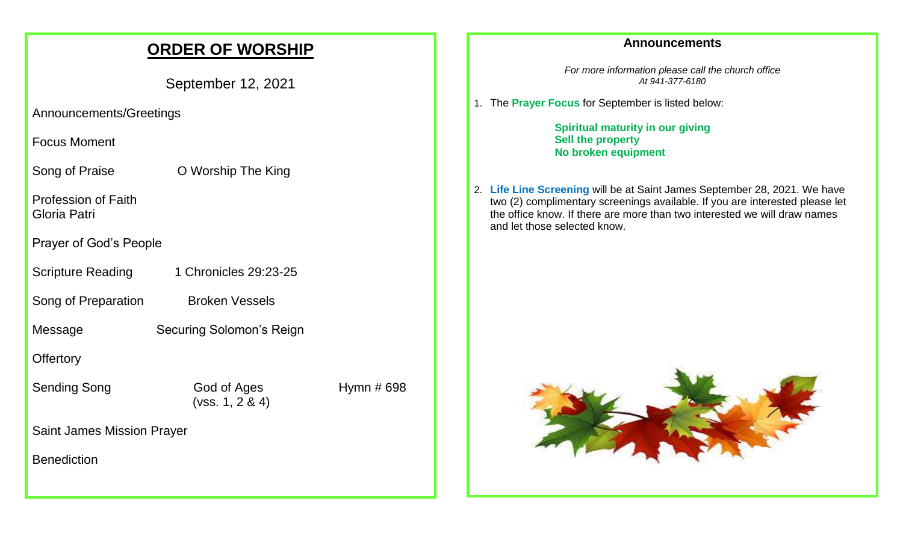# ORDER OF WORSHIP

September 12, 2021

Announcements/Greetings

Focus Moment

Song of Praise — O Worship The King

Profession of Faith
Gloria Patri

Prayer of God's People

Scripture Reading — 1 Chronicles 29:23-25

Song of Preparation — Broken Vessels

Message — Securing Solomon's Reign

Offertory

Sending Song — God of Ages (vss. 1, 2 & 4) — Hymn # 698

Saint James Mission Prayer

Benediction

## Announcements

*For more information please call the church office*
*At 941-377-6180*

1. The **Prayer Focus** for September is listed below:

   **Spiritual maturity in our giving**
   **Sell the property**
   **No broken equipment**

2. **Life Line Screening** will be at Saint James September 28, 2021. We have two (2) complimentary screenings available. If you are interested please let the office know. If there are more than two interested we will draw names and let those selected know.